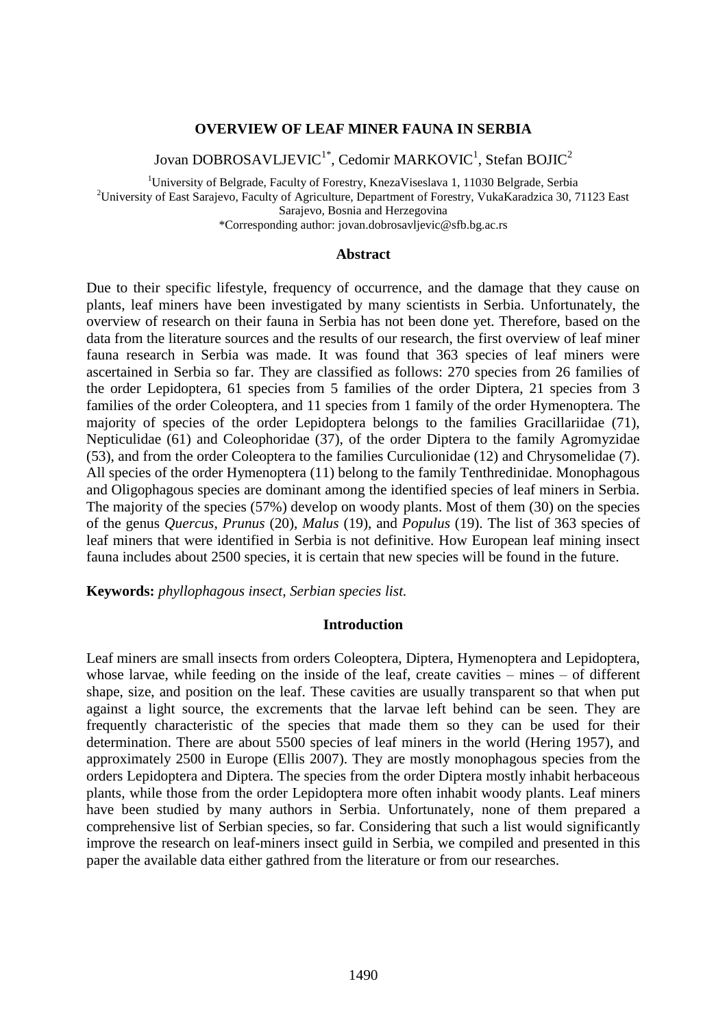# OVERVIEW OF LEAF MINER FAUNA IN SERBIA

Jovan DOBROSAVLJEVIC[1*], Cedomir MARKOVIC[1], Stefan BOJIC[2]

[1]University of Belgrade, Faculty of Forestry, KnezaViseslava 1, 11030 Belgrade, Serbia
[2]University of East Sarajevo, Faculty of Agriculture, Department of Forestry, VukaKaradzica 30, 71123 East Sarajevo, Bosnia and Herzegovina
*Corresponding author: jovan.dobrosavljevic@sfb.bg.ac.rs

## Abstract

Due to their specific lifestyle, frequency of occurrence, and the damage that they cause on plants, leaf miners have been investigated by many scientists in Serbia. Unfortunately, the overview of research on their fauna in Serbia has not been done yet. Therefore, based on the data from the literature sources and the results of our research, the first overview of leaf miner fauna research in Serbia was made. It was found that 363 species of leaf miners were ascertained in Serbia so far. They are classified as follows: 270 species from 26 families of the order Lepidoptera, 61 species from 5 families of the order Diptera, 21 species from 3 families of the order Coleoptera, and 11 species from 1 family of the order Hymenoptera. The majority of species of the order Lepidoptera belongs to the families Gracillariidae (71), Nepticulidae (61) and Coleophoridae (37), of the order Diptera to the family Agromyzidae (53), and from the order Coleoptera to the families Curculionidae (12) and Chrysomelidae (7). All species of the order Hymenoptera (11) belong to the family Tenthredinidae. Monophagous and Oligophagous species are dominant among the identified species of leaf miners in Serbia. The majority of the species (57%) develop on woody plants. Most of them (30) on the species of the genus *Quercus*, *Prunus* (20), *Malus* (19), and *Populus* (19). The list of 363 species of leaf miners that were identified in Serbia is not definitive. How European leaf mining insect fauna includes about 2500 species, it is certain that new species will be found in the future.

**Keywords:** *phyllophagous insect, Serbian species list.*

## Introduction

Leaf miners are small insects from orders Coleoptera, Diptera, Hymenoptera and Lepidoptera, whose larvae, while feeding on the inside of the leaf, create cavities – mines – of different shape, size, and position on the leaf. These cavities are usually transparent so that when put against a light source, the excrements that the larvae left behind can be seen. They are frequently characteristic of the species that made them so they can be used for their determination. There are about 5500 species of leaf miners in the world (Hering 1957), and approximately 2500 in Europe (Ellis 2007). They are mostly monophagous species from the orders Lepidoptera and Diptera. The species from the order Diptera mostly inhabit herbaceous plants, while those from the order Lepidoptera more often inhabit woody plants. Leaf miners have been studied by many authors in Serbia. Unfortunately, none of them prepared a comprehensive list of Serbian species, so far. Considering that such a list would significantly improve the research on leaf-miners insect guild in Serbia, we compiled and presented in this paper the available data either gathred from the literature or from our researches.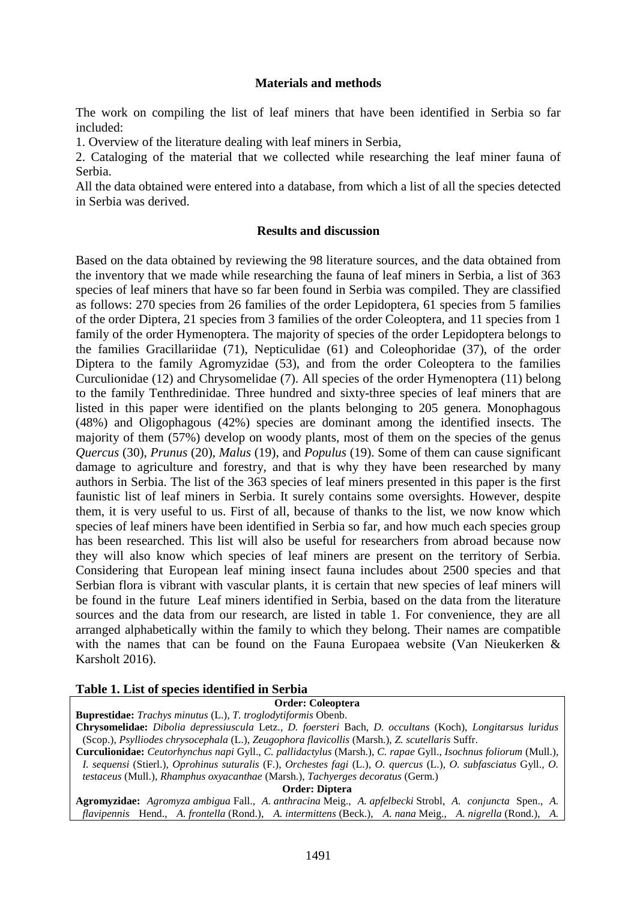## Materials and methods

The work on compiling the list of leaf miners that have been identified in Serbia so far included:

1. Overview of the literature dealing with leaf miners in Serbia,
2. Cataloging of the material that we collected while researching the leaf miner fauna of Serbia.

All the data obtained were entered into a database, from which a list of all the species detected in Serbia was derived.

## Results and discussion

Based on the data obtained by reviewing the 98 literature sources, and the data obtained from the inventory that we made while researching the fauna of leaf miners in Serbia, a list of 363 species of leaf miners that have so far been found in Serbia was compiled. They are classified as follows: 270 species from 26 families of the order Lepidoptera, 61 species from 5 families of the order Diptera, 21 species from 3 families of the order Coleoptera, and 11 species from 1 family of the order Hymenoptera. The majority of species of the order Lepidoptera belongs to the families Gracillariidae (71), Nepticulidae (61) and Coleophoridae (37), of the order Diptera to the family Agromyzidae (53), and from the order Coleoptera to the families Curculionidae (12) and Chrysomelidae (7). All species of the order Hymenoptera (11) belong to the family Tenthredinidae. Three hundred and sixty-three species of leaf miners that are listed in this paper were identified on the plants belonging to 205 genera. Monophagous (48%) and Oligophagous (42%) species are dominant among the identified insects. The majority of them (57%) develop on woody plants, most of them on the species of the genus *Quercus* (30), *Prunus* (20), *Malus* (19), and *Populus* (19). Some of them can cause significant damage to agriculture and forestry, and that is why they have been researched by many authors in Serbia. The list of the 363 species of leaf miners presented in this paper is the first faunistic list of leaf miners in Serbia. It surely contains some oversights. However, despite them, it is very useful to us. First of all, because of thanks to the list, we now know which species of leaf miners have been identified in Serbia so far, and how much each species group has been researched. This list will also be useful for researchers from abroad because now they will also know which species of leaf miners are present on the territory of Serbia. Considering that European leaf mining insect fauna includes about 2500 species and that Serbian flora is vibrant with vascular plants, it is certain that new species of leaf miners will be found in the future Leaf miners identified in Serbia, based on the data from the literature sources and the data from our research, are listed in table 1. For convenience, they are all arranged alphabetically within the family to which they belong. Their names are compatible with the names that can be found on the Fauna Europaea website (Van Nieukerken & Karsholt 2016).

**Table 1. List of species identified in Serbia**

| Order: Coleoptera |
|---|
| **Buprestidae:** *Trachys minutus* (L.), *T. troglodytiformis* Obenb. |
| **Chrysomelidae:** *Dibolia depressiuscula* Letz., *D. foersteri* Bach, *D. occultans* (Koch), *Longitarsus luridus* (Scop.), *Psylliodes chrysocephala* (L.), *Zeugophora flavicollis* (Marsh.), *Z. scutellaris* Suffr. |
| **Curculionidae:** *Ceutorhynchus napi* Gyll., *C. pallidactylus* (Marsh.), *C. rapae* Gyll., *Isochnus foliorum* (Mull.), *I. sequensi* (Stierl.), *Oprohinus suturalis* (F.), *Orchestes fagi* (L.), *O. quercus* (L.), *O. subfasciatus* Gyll., *O. testaceus* (Mull.), *Rhamphus oxyacanthae* (Marsh.), *Tachyerges decoratus* (Germ.) |
| **Order: Diptera** |
| **Agromyzidae:** *Agromyza ambigua* Fall., *A. anthracina* Meig., *A. apfelbecki* Strobl, *A. conjuncta* Spen., *A. flavipennis* Hend., *A. frontella* (Rond.), *A. intermittens* (Beck.), *A. nana* Meig., *A. nigrella* (Rond.), *A.* |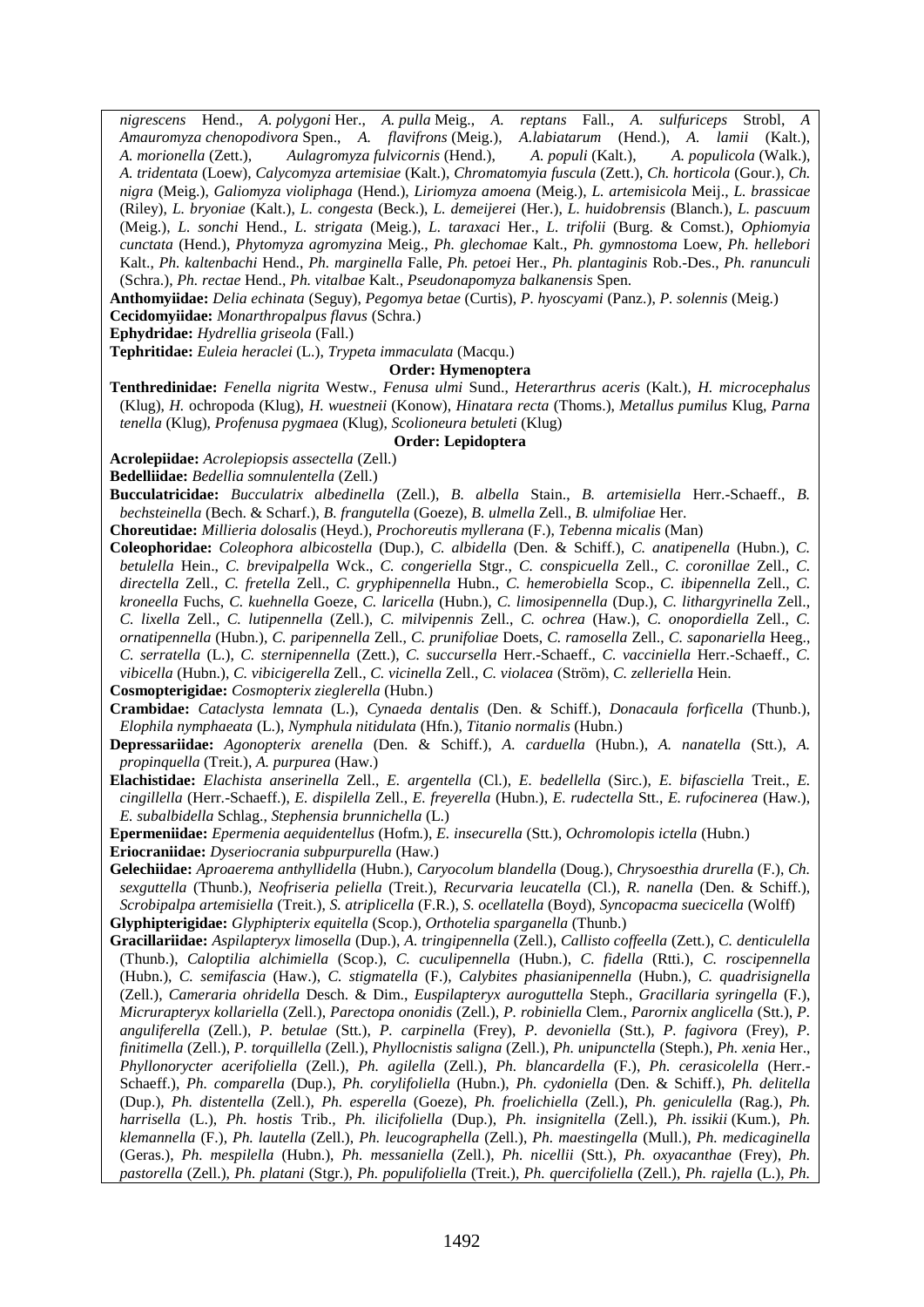*nigrescens* Hend., *A. polygoni* Her., *A. pulla* Meig., *A. reptans* Fall., *A. sulfuriceps* Strobl, *A Amauromyza chenopodivora* Spen., *A. flavifrons* (Meig.), *A.labiatarum* (Hend.), *A. lamii* (Kalt.), *A. morionella* (Zett.), *Aulagromyza fulvicornis* (Hend.), *A. populi* (Kalt.), *A. populicola* (Walk.), *A. tridentata* (Loew), *Calycomyza artemisiae* (Kalt.), *Chromatomyia fuscula* (Zett.), *Ch. horticola* (Gour.), *Ch. nigra* (Meig.), *Galiomyza violiphaga* (Hend.), *Liriomyza amoena* (Meig.), *L. artemisicola* Meij., *L. brassicae* (Riley), *L. bryoniae* (Kalt.), *L. congesta* (Beck.), *L. demeijerei* (Her.), *L. huidobrensis* (Blanch.), *L. pascuum* (Meig.), *L. sonchi* Hend., *L. strigata* (Meig.), *L. taraxaci* Her., *L. trifolii* (Burg. & Comst.), *Ophiomyia cunctata* (Hend.), *Phytomyza agromyzina* Meig., *Ph. glechomae* Kalt., *Ph. gymnostoma* Loew, *Ph. hellebori* Kalt., *Ph. kaltenbachi* Hend., *Ph. marginella* Falle, *Ph. petoei* Her., *Ph. plantaginis* Rob.-Des., *Ph. ranunculi* (Schra.), *Ph. rectae* Hend., *Ph. vitalbae* Kalt., *Pseudonapomyza balkanensis* Spen.

**Anthomyiidae:** *Delia echinata* (Seguy), *Pegomya betae* (Curtis), *P. hyoscyami* (Panz.), *P. solennis* (Meig.)

**Cecidomyiidae:** *Monarthropalpus flavus* (Schra.)

**Ephydridae:** *Hydrellia griseola* (Fall.)

**Tephritidae:** *Euleia heraclei* (L.), *Trypeta immaculata* (Macqu.)

**Order: Hymenoptera**

**Tenthredinidae:** *Fenella nigrita* Westw., *Fenusa ulmi* Sund., *Heterarthrus aceris* (Kalt.), *H. microcephalus* (Klug), *H.* ochropoda (Klug), *H. wuestneii* (Konow), *Hinatara recta* (Thoms.), *Metallus pumilus* Klug, *Parna tenella* (Klug), *Profenusa pygmaea* (Klug), *Scolioneura betuleti* (Klug)

**Order: Lepidoptera**

**Acrolepiidae:** *Acrolepiopsis assectella* (Zell.)

**Bedelliidae:** *Bedellia somnulentella* (Zell.)

**Bucculatricidae:** *Bucculatrix albedinella* (Zell.), *B. albella* Stain., *B. artemisiella* Herr.-Schaeff., *B. bechsteinella* (Bech. & Scharf.), *B. frangutella* (Goeze), *B. ulmella* Zell., *B. ulmifoliae* Her.

**Choreutidae:** *Millieria dolosalis* (Heyd.), *Prochoreutis myllerana* (F.), *Tebenna micalis* (Man)

**Coleophoridae:** *Coleophora albicostella* (Dup.), *C. albidella* (Den. & Schiff.), *C. anatipenella* (Hubn.), *C. betulella* Hein., *C. brevipalpella* Wck., *C. congeriella* Stgr., *C. conspicuella* Zell., *C. coronillae* Zell., *C. directella* Zell., *C. fretella* Zell., *C. gryphipennella* Hubn., *C. hemerobiella* Scop., *C. ibipennella* Zell., *C. kroneella* Fuchs, *C. kuehnella* Goeze, *C. laricella* (Hubn.), *C. limosipennella* (Dup.), *C. lithargyrinella* Zell., *C. lixella* Zell., *C. lutipennella* (Zell.), *C. milvipennis* Zell., *C. ochrea* (Haw.), *C. onopordiella* Zell., *C. ornatipennella* (Hubn.), *C. paripennella* Zell., *C. prunifoliae* Doets, *C. ramosella* Zell., *C. saponariella* Heeg., *C. serratella* (L.), *C. sternipennella* (Zett.), *C. succursella* Herr.-Schaeff., *C. vacciniella* Herr.-Schaeff., *C. vibicella* (Hubn.), *C. vibicigerella* Zell., *C. vicinella* Zell., *C. violacea* (Ström), *C. zelleriella* Hein.

**Cosmopterigidae:** *Cosmopterix zieglerella* (Hubn.)

**Crambidae:** *Cataclysta lemnata* (L.), *Cynaeda dentalis* (Den. & Schiff.), *Donacaula forficella* (Thunb.), *Elophila nymphaeata* (L.), *Nymphula nitidulata* (Hfn.), *Titanio normalis* (Hubn.)

**Depressariidae:** *Agonopterix arenella* (Den. & Schiff.), *A. carduella* (Hubn.), *A. nanatella* (Stt.), *A. propinquella* (Treit.), *A. purpurea* (Haw.)

**Elachistidae:** *Elachista anserinella* Zell., *E. argentella* (Cl.), *E. bedellella* (Sirc.), *E. bifasciella* Treit., *E. cingillella* (Herr.-Schaeff.), *E. dispilella* Zell., *E. freyerella* (Hubn.), *E. rudectella* Stt., *E. rufocinerea* (Haw.), *E. subalbidella* Schlag., *Stephensia brunnichella* (L.)

**Epermeniidae:** *Epermenia aequidentellus* (Hofm.), *E. insecurella* (Stt.), *Ochromolopis ictella* (Hubn.)

**Eriocraniidae:** *Dyseriocrania subpurpurella* (Haw.)

**Gelechiidae:** *Aproaerema anthyllidella* (Hubn.), *Caryocolum blandella* (Doug.), *Chrysoesthia drurella* (F.), *Ch. sexguttella* (Thunb.), *Neofriseria peliella* (Treit.), *Recurvaria leucatella* (Cl.), *R. nanella* (Den. & Schiff.), *Scrobipalpa artemisiella* (Treit.), *S. atriplicella* (F.R.), *S. ocellatella* (Boyd), *Syncopacma suecicella* (Wolff)

**Glyphipterigidae:** *Glyphipterix equitella* (Scop.), *Orthotelia sparganella* (Thunb.)

**Gracillariidae:** *Aspilapteryx limosella* (Dup.), *A. tringipennella* (Zell.), *Callisto coffeella* (Zett.), *C. denticulella* (Thunb.), *Caloptilia alchimiella* (Scop.), *C. cuculipennella* (Hubn.), *C. fidella* (Rtti.), *C. roscipennella* (Hubn.), *C. semifascia* (Haw.), *C. stigmatella* (F.), *Calybites phasianipennella* (Hubn.), *C. quadrisignella* (Zell.), *Cameraria ohridella* Desch. & Dim., *Euspilapteryx auroguttella* Steph., *Gracillaria syringella* (F.), *Micrurapteryx kollariella* (Zell.), *Parectopa ononidis* (Zell.), *P. robiniella* Clem., *Parornix anglicella* (Stt.), *P. anguliferella* (Zell.), *P. betulae* (Stt.), *P. carpinella* (Frey), *P. devoniella* (Stt.), *P. fagivora* (Frey), *P. finitimella* (Zell.), *P. torquillella* (Zell.), *Phyllocnistis saligna* (Zell.), *Ph. unipunctella* (Steph.), *Ph. xenia* Her., *Phyllonorycter acerifoliella* (Zell.), *Ph. agilella* (Zell.), *Ph. blancardella* (F.), *Ph. cerasicolella* (Herr.-Schaeff.), *Ph. comparella* (Dup.), *Ph. corylifoliella* (Hubn.), *Ph. cydoniella* (Den. & Schiff.), *Ph. delitella* (Dup.), *Ph. distentella* (Zell.), *Ph. esperella* (Goeze), *Ph. froelichiella* (Zell.), *Ph. geniculella* (Rag.), *Ph. harrisella* (L.), *Ph. hostis* Trib., *Ph. ilicifoliella* (Dup.), *Ph. insignitella* (Zell.), *Ph. issikii* (Kum.), *Ph. klemannella* (F.), *Ph. lautella* (Zell.), *Ph. leucographella* (Zell.), *Ph. maestingella* (Mull.), *Ph. medicaginella* (Geras.), *Ph. mespilella* (Hubn.), *Ph. messaniella* (Zell.), *Ph. nicellii* (Stt.), *Ph. oxyacanthae* (Frey), *Ph. pastorella* (Zell.), *Ph. platani* (Stgr.), *Ph. populifoliella* (Treit.), *Ph. quercifoliella* (Zell.), *Ph. rajella* (L.), *Ph.*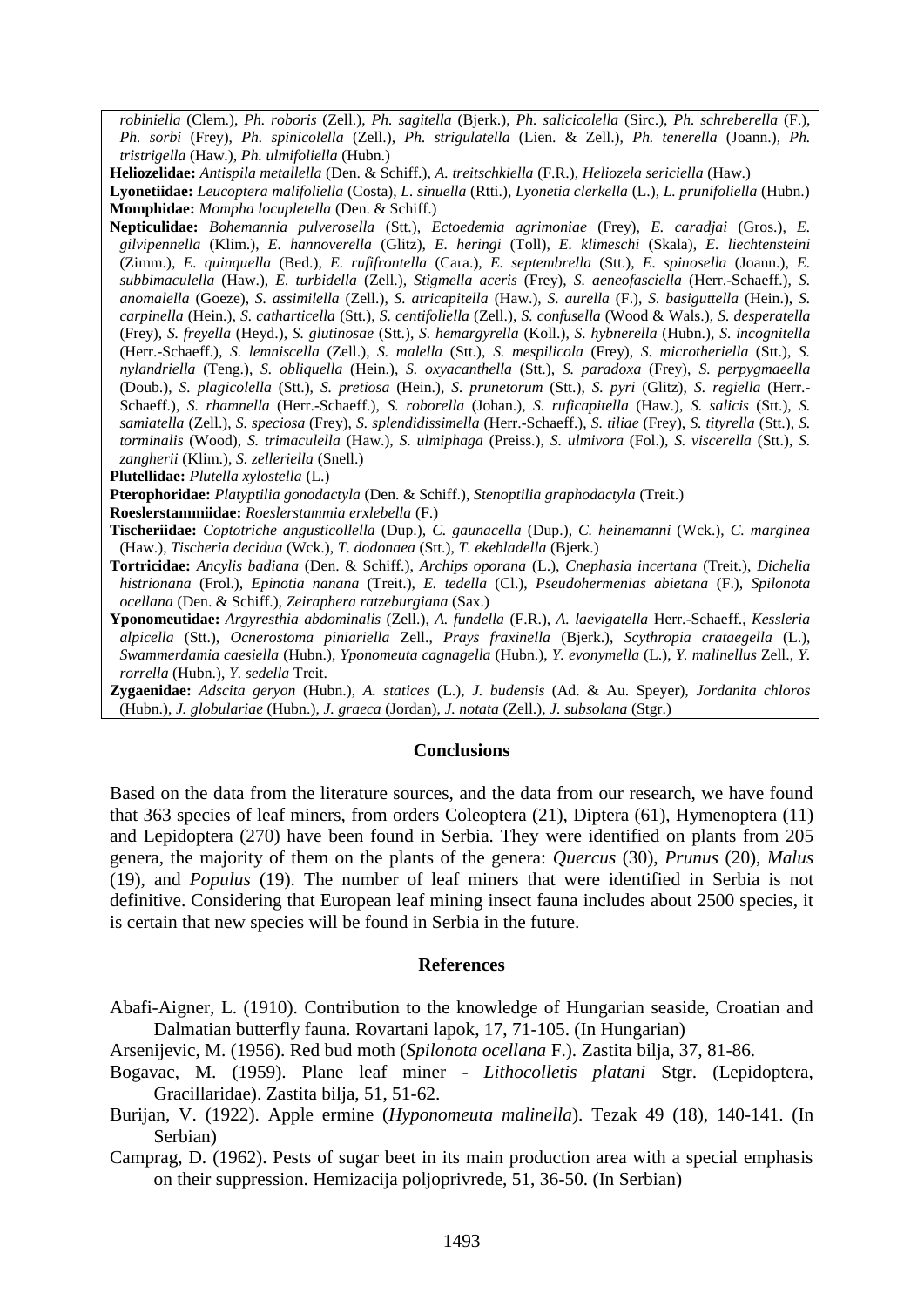*robiniella* (Clem.), *Ph. roboris* (Zell.), *Ph. sagitella* (Bjerk.), *Ph. salicicolella* (Sirc.), *Ph. schreberella* (F.), *Ph. sorbi* (Frey), *Ph. spinicolella* (Zell.), *Ph. strigulatella* (Lien. & Zell.), *Ph. tenerella* (Joann.), *Ph. tristrigella* (Haw.), *Ph. ulmifoliella* (Hubn.)

**Heliozelidae:** *Antispila metallella* (Den. & Schiff.), *A. treitschkiella* (F.R.), *Heliozela sericiella* (Haw.)

**Lyonetiidae:** *Leucoptera malifoliella* (Costa), *L. sinuella* (Rtti.), *Lyonetia clerkella* (L.), *L. prunifoliella* (Hubn.)

**Momphidae:** *Mompha locupletella* (Den. & Schiff.)

**Nepticulidae:** *Bohemannia pulverosella* (Stt.), *Ectoedemia agrimoniae* (Frey), *E. caradjai* (Gros.), *E. gilvipennella* (Klim.), *E. hannoverella* (Glitz), *E. heringi* (Toll), *E. klimeschi* (Skala), *E. liechtensteini* (Zimm.), *E. quinquella* (Bed.), *E. rufifrontella* (Cara.), *E. septembrella* (Stt.), *E. spinosella* (Joann.), *E. subbimaculella* (Haw.), *E. turbidella* (Zell.), *Stigmella aceris* (Frey), *S. aeneofasciella* (Herr.-Schaeff.), *S. anomalella* (Goeze), *S. assimilella* (Zell.), *S. atricapitella* (Haw.), *S. aurella* (F.), *S. basiguttella* (Hein.), *S. carpinella* (Hein.), *S. catharticella* (Stt.), *S. centifoliella* (Zell.), *S. confusella* (Wood & Wals.), *S. desperatella* (Frey), *S. freyella* (Heyd.), *S. glutinosae* (Stt.), *S. hemargyrella* (Koll.), *S. hybnerella* (Hubn.), *S. incognitella* (Herr.-Schaeff.), *S. lemniscella* (Zell.), *S. malella* (Stt.), *S. mespilicola* (Frey), *S. microtheriella* (Stt.), *S. nylandriella* (Teng.), *S. obliquella* (Hein.), *S. oxyacanthella* (Stt.), *S. paradoxa* (Frey), *S. perpygmaeella* (Doub.), *S. plagicolella* (Stt.), *S. pretiosa* (Hein.), *S. prunetorum* (Stt.), *S. pyri* (Glitz), *S. regiella* (Herr.-Schaeff.), *S. rhamnella* (Herr.-Schaeff.), *S. roborella* (Johan.), *S. ruficapitella* (Haw.), *S. salicis* (Stt.), *S. samiatella* (Zell.), *S. speciosa* (Frey), *S. splendidissimella* (Herr.-Schaeff.), *S. tiliae* (Frey), *S. tityrella* (Stt.), *S. torminalis* (Wood), *S. trimaculella* (Haw.), *S. ulmiphaga* (Preiss.), *S. ulmivora* (Fol.), *S. viscerella* (Stt.), *S. zangherii* (Klim.), *S. zelleriella* (Snell.)

**Plutellidae:** *Plutella xylostella* (L.)

**Pterophoridae:** *Platyptilia gonodactyla* (Den. & Schiff.), *Stenoptilia graphodactyla* (Treit.)

**Roeslerstammiidae:** *Roeslerstammia erxlebella* (F.)

**Tischeriidae:** *Coptotriche angusticollella* (Dup.), *C. gaunacella* (Dup.), *C. heinemanni* (Wck.), *C. marginea* (Haw.), *Tischeria decidua* (Wck.), *T. dodonaea* (Stt.), *T. ekebladella* (Bjerk.)

**Tortricidae:** *Ancylis badiana* (Den. & Schiff.), *Archips oporana* (L.), *Cnephasia incertana* (Treit.), *Dichelia histrionana* (Frol.), *Epinotia nanana* (Treit.), *E. tedella* (Cl.), *Pseudohermenias abietana* (F.), *Spilonota ocellana* (Den. & Schiff.), *Zeiraphera ratzeburgiana* (Sax.)

**Yponomeutidae:** *Argyresthia abdominalis* (Zell.), *A. fundella* (F.R.), *A. laevigatella* Herr.-Schaeff., *Kessleria alpicella* (Stt.), *Ocnerostoma piniariella* Zell., *Prays fraxinella* (Bjerk.), *Scythropia crataegella* (L.), *Swammerdamia caesiella* (Hubn.), *Yponomeuta cagnagella* (Hubn.), *Y. evonymella* (L.), *Y. malinellus* Zell., *Y. rorrella* (Hubn.), *Y. sedella* Treit.

**Zygaenidae:** *Adscita geryon* (Hubn.), *A. statices* (L.), *J. budensis* (Ad. & Au. Speyer), *Jordanita chloros* (Hubn.), *J. globulariae* (Hubn.), *J. graeca* (Jordan), *J. notata* (Zell.), *J. subsolana* (Stgr.)

## Conclusions

Based on the data from the literature sources, and the data from our research, we have found that 363 species of leaf miners, from orders Coleoptera (21), Diptera (61), Hymenoptera (11) and Lepidoptera (270) have been found in Serbia. They were identified on plants from 205 genera, the majority of them on the plants of the genera: *Quercus* (30), *Prunus* (20), *Malus* (19), and *Populus* (19). The number of leaf miners that were identified in Serbia is not definitive. Considering that European leaf mining insect fauna includes about 2500 species, it is certain that new species will be found in Serbia in the future.

## References

Abafi-Aigner, L. (1910). Contribution to the knowledge of Hungarian seaside, Croatian and Dalmatian butterfly fauna. Rovartani lapok, 17, 71-105. (In Hungarian)

Arsenijevic, M. (1956). Red bud moth (*Spilonota ocellana* F.). Zastita bilja, 37, 81-86.

Bogavac, M. (1959). Plane leaf miner - *Lithocolletis platani* Stgr. (Lepidoptera, Gracillaridae). Zastita bilja, 51, 51-62.

Burijan, V. (1922). Apple ermine (*Hyponomeuta malinella*). Tezak 49 (18), 140-141. (In Serbian)

Camprag, D. (1962). Pests of sugar beet in its main production area with a special emphasis on their suppression. Hemizacija poljoprivrede, 51, 36-50. (In Serbian)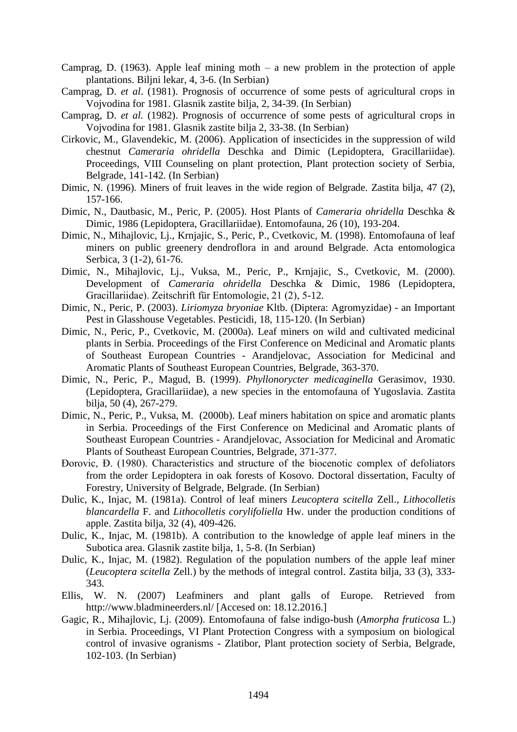Camprag, D. (1963). Apple leaf mining moth – a new problem in the protection of apple plantations. Biljni lekar, 4, 3-6. (In Serbian)

Camprag, D. *et al*. (1981). Prognosis of occurrence of some pests of agricultural crops in Vojvodina for 1981. Glasnik zastite bilja, 2, 34-39. (In Serbian)

Camprag, D. *et al.* (1982). Prognosis of occurrence of some pests of agricultural crops in Vojvodina for 1981. Glasnik zastite bilja 2, 33-38. (In Serbian)

Cirkovic, M., Glavendekic, M. (2006). Application of insecticides in the suppression of wild chestnut *Cameraria ohridella* Deschka and Dimic (Lepidoptera, Gracillariidae). Proceedings, VIII Counseling on plant protection, Plant protection society of Serbia, Belgrade, 141-142. (In Serbian)

Dimic, N. (1996). Miners of fruit leaves in the wide region of Belgrade. Zastita bilja, 47 (2), 157-166.

Dimic, N., Dautbasic, M., Peric, P. (2005). Host Plants of *Cameraria ohridella* Deschka & Dimic, 1986 (Lepidoptera, Gracillariidae). Entomofauna, 26 (10), 193-204.

Dimic, N., Mihajlovic, Lj., Krnjajic, S., Peric, P., Cvetkovic, M. (1998). Entomofauna of leaf miners on public greenery dendroflora in and around Belgrade. Acta entomologica Serbica, 3 (1-2), 61-76.

Dimic, N., Mihajlovic, Lj., Vuksa, M., Peric, P., Krnjajic, S., Cvetkovic, M. (2000). Development of *Cameraria ohridella* Deschka & Dimic, 1986 (Lepidoptera, Gracillariidae). Zeitschrift für Entomologie, 21 (2), 5-12.

Dimic, N., Peric, P. (2003). *Liriomyza bryoniae* Kltb. (Diptera: Agromyzidae) - an Important Pest in Glasshouse Vegetables. Pesticidi, 18, 115-120. (In Serbian)

Dimic, N., Peric, P., Cvetkovic, M. (2000a). Leaf miners on wild and cultivated medicinal plants in Serbia. Proceedings of the First Conference on Medicinal and Aromatic plants of Southeast European Countries - Arandjelovac, Association for Medicinal and Aromatic Plants of Southeast European Countries, Belgrade, 363-370.

Dimic, N., Peric, P., Magud, B. (1999). *Phyllonorycter medicaginella* Gerasimov, 1930. (Lepidoptera, Gracillariidae), a new species in the entomofauna of Yugoslavia. Zastita bilja, 50 (4), 267-279.

Dimic, N., Peric, P., Vuksa, M. (2000b). Leaf miners habitation on spice and aromatic plants in Serbia. Proceedings of the First Conference on Medicinal and Aromatic plants of Southeast European Countries - Arandjelovac, Association for Medicinal and Aromatic Plants of Southeast European Countries, Belgrade, 371-377.

Đorovic, Đ. (1980). Characteristics and structure of the biocenotic complex of defoliators from the order Lepidoptera in oak forests of Kosovo. Doctoral dissertation, Faculty of Forestry, University of Belgrade, Belgrade. (In Serbian)

Dulic, K., Injac, M. (1981a). Control of leaf miners *Leucoptera scitella* Zell., *Lithocolletis blancardella* F. and *Lithocolletis corylifoliella* Hw. under the production conditions of apple. Zastita bilja, 32 (4), 409-426.

Dulic, K., Injac, M. (1981b). A contribution to the knowledge of apple leaf miners in the Subotica area. Glasnik zastite bilja, 1, 5-8. (In Serbian)

Dulic, K., Injac, M. (1982). Regulation of the population numbers of the apple leaf miner (*Leucoptera scitella* Zell.) by the methods of integral control. Zastita bilja, 33 (3), 333-343.

Ellis, W. N. (2007) Leafminers and plant galls of Europe. Retrieved from http://www.bladmineerders.nl/ [Accesed on: 18.12.2016.]

Gagic, R., Mihajlovic, Lj. (2009). Entomofauna of false indigo-bush (*Amorpha fruticosa* L.) in Serbia. Proceedings, VI Plant Protection Congress with a symposium on biological control of invasive ogranisms - Zlatibor, Plant protection society of Serbia, Belgrade, 102-103. (In Serbian)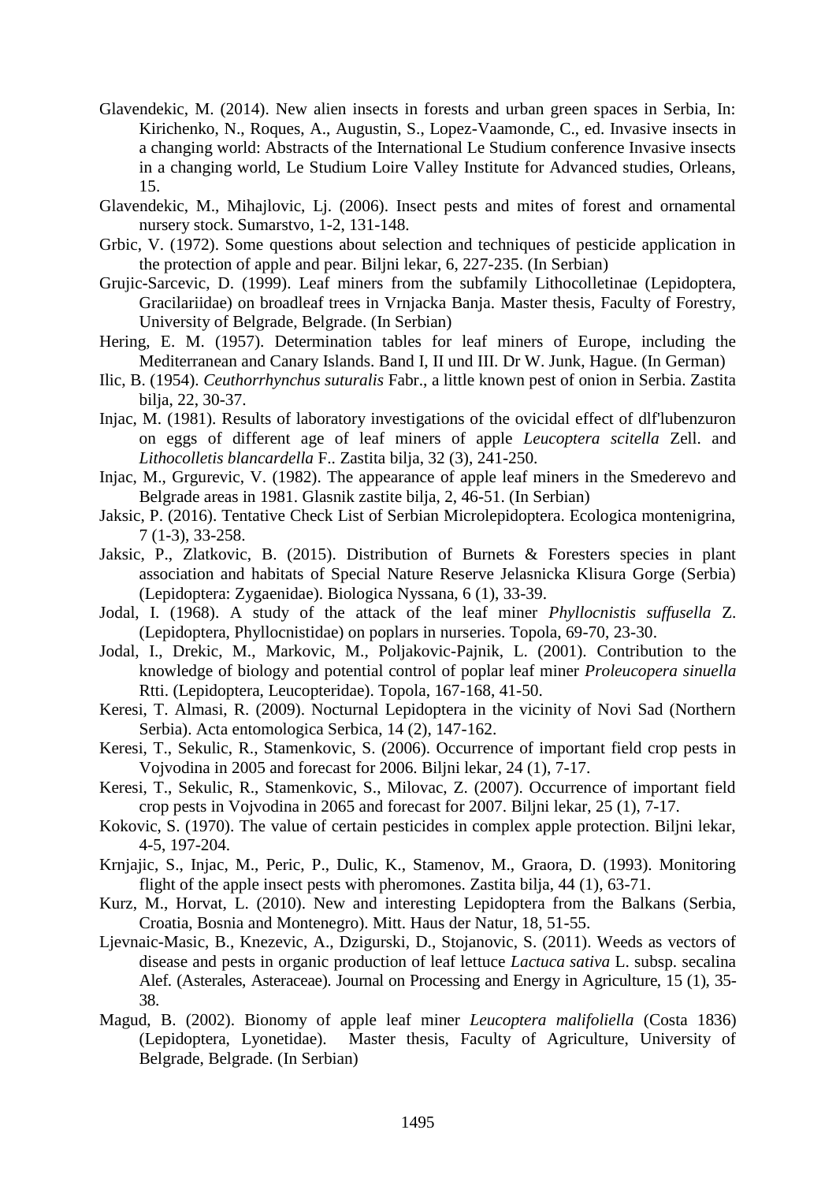Glavendekic, M. (2014). New alien insects in forests and urban green spaces in Serbia, In: Kirichenko, N., Roques, A., Augustin, S., Lopez-Vaamonde, C., ed. Invasive insects in a changing world: Abstracts of the International Le Studium conference Invasive insects in a changing world, Le Studium Loire Valley Institute for Advanced studies, Orleans, 15.

Glavendekic, M., Mihajlovic, Lj. (2006). Insect pests and mites of forest and ornamental nursery stock. Sumarstvo, 1-2, 131-148.

Grbic, V. (1972). Some questions about selection and techniques of pesticide application in the protection of apple and pear. Biljni lekar, 6, 227-235. (In Serbian)

Grujic-Sarcevic, D. (1999). Leaf miners from the subfamily Lithocolletinae (Lepidoptera, Gracilariidae) on broadleaf trees in Vrnjacka Banja. Master thesis, Faculty of Forestry, University of Belgrade, Belgrade. (In Serbian)

Hering, E. M. (1957). Determination tables for leaf miners of Europe, including the Mediterranean and Canary Islands. Band I, II und III. Dr W. Junk, Hague. (In German)

Ilic, B. (1954). *Ceuthorrhynchus suturalis* Fabr., a little known pest of onion in Serbia. Zastita bilja, 22, 30-37.

Injac, M. (1981). Results of laboratory investigations of the ovicidal effect of dlf'lubenzuron on eggs of different age of leaf miners of apple *Leucoptera scitella* Zell. and *Lithocolletis blancardella* F.. Zastita bilja, 32 (3), 241-250.

Injac, M., Grgurevic, V. (1982). The appearance of apple leaf miners in the Smederevo and Belgrade areas in 1981. Glasnik zastite bilja, 2, 46-51. (In Serbian)

Jaksic, P. (2016). Tentative Check List of Serbian Microlepidoptera. Ecologica montenigrina, 7 (1-3), 33-258.

Jaksic, P., Zlatkovic, B. (2015). Distribution of Burnets & Foresters species in plant association and habitats of Special Nature Reserve Jelasnicka Klisura Gorge (Serbia) (Lepidoptera: Zygaenidae). Biologica Nyssana, 6 (1), 33-39.

Jodal, I. (1968). A study of the attack of the leaf miner *Phyllocnistis suffusella* Z. (Lepidoptera, Phyllocnistidae) on poplars in nurseries. Topola, 69-70, 23-30.

Jodal, I., Drekic, M., Markovic, M., Poljakovic-Pajnik, L. (2001). Contribution to the knowledge of biology and potential control of poplar leaf miner *Proleucopera sinuella* Rtti. (Lepidoptera, Leucopteridae). Topola, 167-168, 41-50.

Keresi, T. Almasi, R. (2009). Nocturnal Lepidoptera in the vicinity of Novi Sad (Northern Serbia). Acta entomologica Serbica, 14 (2), 147-162.

Keresi, T., Sekulic, R., Stamenkovic, S. (2006). Occurrence of important field crop pests in Vojvodina in 2005 and forecast for 2006. Biljni lekar, 24 (1), 7-17.

Keresi, T., Sekulic, R., Stamenkovic, S., Milovac, Z. (2007). Occurrence of important field crop pests in Vojvodina in 2065 and forecast for 2007. Biljni lekar, 25 (1), 7-17.

Kokovic, S. (1970). The value of certain pesticides in complex apple protection. Biljni lekar, 4-5, 197-204.

Krnjajic, S., Injac, M., Peric, P., Dulic, K., Stamenov, M., Graora, D. (1993). Monitoring flight of the apple insect pests with pheromones. Zastita bilja, 44 (1), 63-71.

Kurz, M., Horvat, L. (2010). New and interesting Lepidoptera from the Balkans (Serbia, Croatia, Bosnia and Montenegro). Mitt. Haus der Natur, 18, 51-55.

Ljevnaic-Masic, B., Knezevic, A., Dzigurski, D., Stojanovic, S. (2011). Weeds as vectors of disease and pests in organic production of leaf lettuce *Lactuca sativa* L. subsp. secalina Alef. (Asterales, Asteraceae). Journal on Processing and Energy in Agriculture, 15 (1), 35-38.

Magud, B. (2002). Bionomy of apple leaf miner *Leucoptera malifoliella* (Costa 1836) (Lepidoptera, Lyonetidae). Master thesis, Faculty of Agriculture, University of Belgrade, Belgrade. (In Serbian)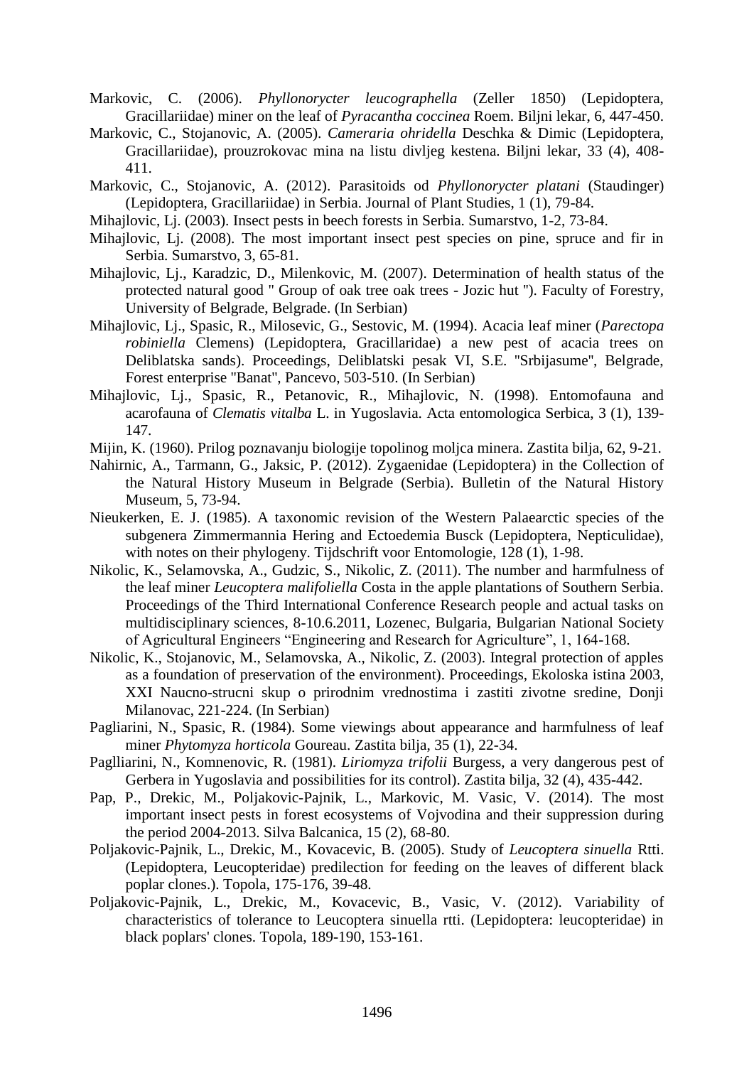Markovic, C. (2006). *Phyllonorycter leucographella* (Zeller 1850) (Lepidoptera, Gracillariidae) miner on the leaf of *Pyracantha coccinea* Roem. Biljni lekar, 6, 447-450.

Markovic, C., Stojanovic, A. (2005). *Cameraria ohridella* Deschka & Dimic (Lepidoptera, Gracillariidae), prouzrokovac mina na listu divljeg kestena. Biljni lekar, 33 (4), 408-411.

Markovic, C., Stojanovic, A. (2012). Parasitoids od *Phyllonorycter platani* (Staudinger) (Lepidoptera, Gracillariidae) in Serbia. Journal of Plant Studies, 1 (1), 79-84.

Mihajlovic, Lj. (2003). Insect pests in beech forests in Serbia. Sumarstvo, 1-2, 73-84.

Mihajlovic, Lj. (2008). The most important insect pest species on pine, spruce and fir in Serbia. Sumarstvo, 3, 65-81.

Mihajlovic, Lj., Karadzic, D., Milenkovic, M. (2007). Determination of health status of the protected natural good " Group of oak tree oak trees - Jozic hut "). Faculty of Forestry, University of Belgrade, Belgrade. (In Serbian)

Mihajlovic, Lj., Spasic, R., Milosevic, G., Sestovic, M. (1994). Acacia leaf miner (*Parectopa robiniella* Clemens) (Lepidoptera, Gracillaridae) a new pest of acacia trees on Deliblatska sands). Proceedings, Deliblatski pesak VI, S.E. "Srbijasume", Belgrade, Forest enterprise "Banat", Pancevo, 503-510. (In Serbian)

Mihajlovic, Lj., Spasic, R., Petanovic, R., Mihajlovic, N. (1998). Entomofauna and acarofauna of *Clematis vitalba* L. in Yugoslavia. Acta entomologica Serbica, 3 (1), 139-147.

Mijin, K. (1960). Prilog poznavanju biologije topolinog moljca minera. Zastita bilja, 62, 9-21.

Nahirnic, A., Tarmann, G., Jaksic, P. (2012). Zygaenidae (Lepidoptera) in the Collection of the Natural History Museum in Belgrade (Serbia). Bulletin of the Natural History Museum, 5, 73-94.

Nieukerken, E. J. (1985). A taxonomic revision of the Western Palaearctic species of the subgenera Zimmermannia Hering and Ectoedemia Busck (Lepidoptera, Nepticulidae), with notes on their phylogeny. Tijdschrift voor Entomologie, 128 (1), 1-98.

Nikolic, K., Selamovska, A., Gudzic, S., Nikolic, Z. (2011). The number and harmfulness of the leaf miner *Leucoptera malifoliella* Costa in the apple plantations of Southern Serbia. Proceedings of the Third International Conference Research people and actual tasks on multidisciplinary sciences, 8-10.6.2011, Lozenec, Bulgaria, Bulgarian National Society of Agricultural Engineers "Engineering and Research for Agriculture", 1, 164-168.

Nikolic, K., Stojanovic, M., Selamovska, A., Nikolic, Z. (2003). Integral protection of apples as a foundation of preservation of the environment). Proceedings, Ekoloska istina 2003, XXI Naucno-strucni skup o prirodnim vrednostima i zastiti zivotne sredine, Donji Milanovac, 221-224. (In Serbian)

Pagliarini, N., Spasic, R. (1984). Some viewings about appearance and harmfulness of leaf miner *Phytomyza horticola* Goureau. Zastita bilja, 35 (1), 22-34.

Paglliarini, N., Komnenovic, R. (1981). *Liriomyza trifolii* Burgess, a very dangerous pest of Gerbera in Yugoslavia and possibilities for its control). Zastita bilja, 32 (4), 435-442.

Pap, P., Drekic, M., Poljakovic-Pajnik, L., Markovic, M. Vasic, V. (2014). The most important insect pests in forest ecosystems of Vojvodina and their suppression during the period 2004-2013. Silva Balcanica, 15 (2), 68-80.

Poljakovic-Pajnik, L., Drekic, M., Kovacevic, B. (2005). Study of *Leucoptera sinuella* Rtti. (Lepidoptera, Leucopteridae) predilection for feeding on the leaves of different black poplar clones.). Topola, 175-176, 39-48.

Poljakovic-Pajnik, L., Drekic, M., Kovacevic, B., Vasic, V. (2012). Variability of characteristics of tolerance to Leucoptera sinuella rtti. (Lepidoptera: leucopteridae) in black poplars' clones. Topola, 189-190, 153-161.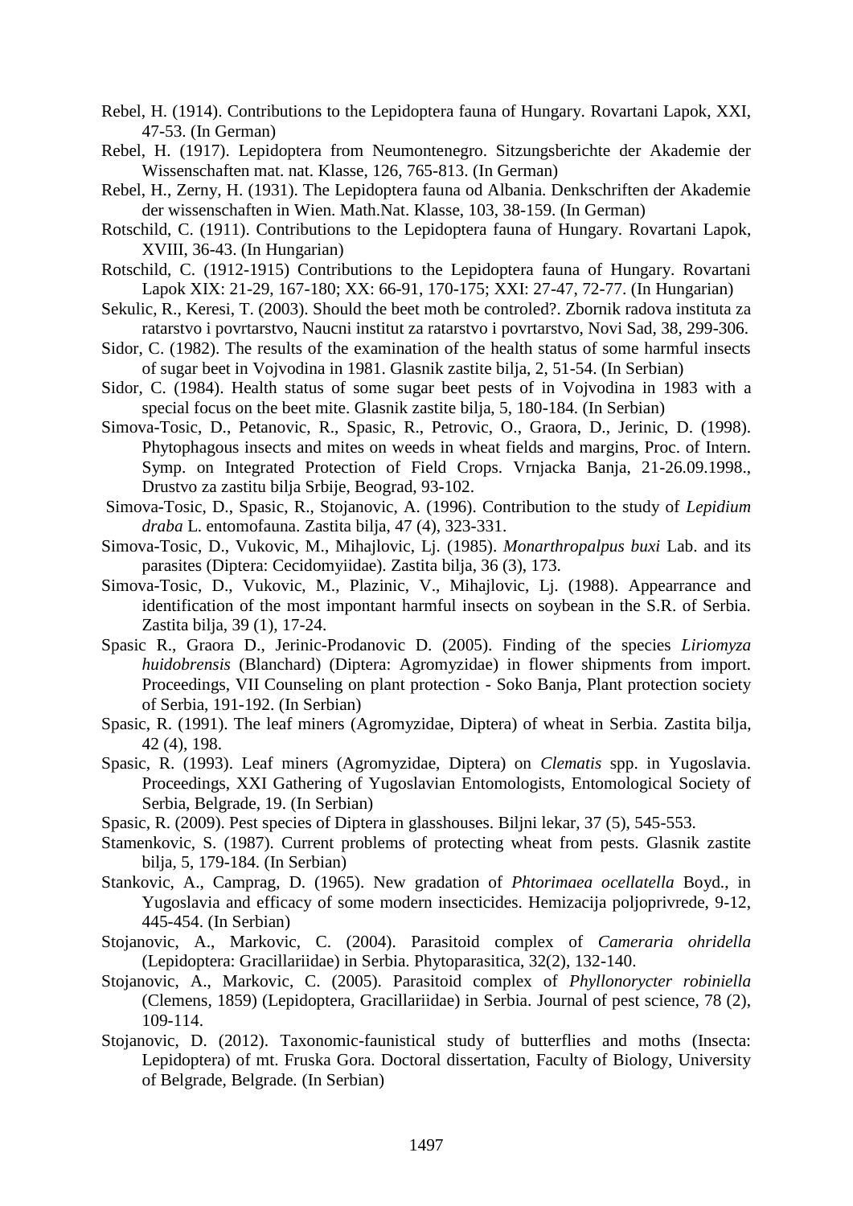Rebel, H. (1914). Contributions to the Lepidoptera fauna of Hungary. Rovartani Lapok, XXI, 47-53. (In German)

Rebel, H. (1917). Lepidoptera from Neumontenegro. Sitzungsberichte der Akademie der Wissenschaften mat. nat. Klasse, 126, 765-813. (In German)

Rebel, H., Zerny, H. (1931). The Lepidoptera fauna od Albania. Denkschriften der Akademie der wissenschaften in Wien. Math.Nat. Klasse, 103, 38-159. (In German)

Rotschild, C. (1911). Contributions to the Lepidoptera fauna of Hungary. Rovartani Lapok, XVIII, 36-43. (In Hungarian)

Rotschild, C. (1912-1915) Contributions to the Lepidoptera fauna of Hungary. Rovartani Lapok XIX: 21-29, 167-180; XX: 66-91, 170-175; XXI: 27-47, 72-77. (In Hungarian)

Sekulic, R., Keresi, T. (2003). Should the beet moth be controled?. Zbornik radova instituta za ratarstvo i povrtarstvo, Naucni institut za ratarstvo i povrtarstvo, Novi Sad, 38, 299-306.

Sidor, C. (1982). The results of the examination of the health status of some harmful insects of sugar beet in Vojvodina in 1981. Glasnik zastite bilja, 2, 51-54. (In Serbian)

Sidor, C. (1984). Health status of some sugar beet pests of in Vojvodina in 1983 with a special focus on the beet mite. Glasnik zastite bilja, 5, 180-184. (In Serbian)

Simova-Tosic, D., Petanovic, R., Spasic, R., Petrovic, O., Graora, D., Jerinic, D. (1998). Phytophagous insects and mites on weeds in wheat fields and margins, Proc. of Intern. Symp. on Integrated Protection of Field Crops. Vrnjacka Banja, 21-26.09.1998., Drustvo za zastitu bilja Srbije, Beograd, 93-102.

Simova-Tosic, D., Spasic, R., Stojanovic, A. (1996). Contribution to the study of *Lepidium draba* L. entomofauna. Zastita bilja, 47 (4), 323-331.

Simova-Tosic, D., Vukovic, M., Mihajlovic, Lj. (1985). *Monarthropalpus buxi* Lab. and its parasites (Diptera: Cecidomyiidae). Zastita bilja, 36 (3), 173.

Simova-Tosic, D., Vukovic, M., Plazinic, V., Mihajlovic, Lj. (1988). Appearrance and identification of the most impontant harmful insects on soybean in the S.R. of Serbia. Zastita bilja, 39 (1), 17-24.

Spasic R., Graora D., Jerinic-Prodanovic D. (2005). Finding of the species *Liriomyza huidobrensis* (Blanchard) (Diptera: Agromyzidae) in flower shipments from import. Proceedings, VII Counseling on plant protection - Soko Banja, Plant protection society of Serbia, 191-192. (In Serbian)

Spasic, R. (1991). The leaf miners (Agromyzidae, Diptera) of wheat in Serbia. Zastita bilja, 42 (4), 198.

Spasic, R. (1993). Leaf miners (Agromyzidae, Diptera) on *Clematis* spp. in Yugoslavia. Proceedings, XXI Gathering of Yugoslavian Entomologists, Entomological Society of Serbia, Belgrade, 19. (In Serbian)

Spasic, R. (2009). Pest species of Diptera in glasshouses. Biljni lekar, 37 (5), 545-553.

Stamenkovic, S. (1987). Current problems of protecting wheat from pests. Glasnik zastite bilja, 5, 179-184. (In Serbian)

Stankovic, A., Camprag, D. (1965). New gradation of *Phtorimaea ocellatella* Boyd., in Yugoslavia and efficacy of some modern insecticides. Hemizacija poljoprivrede, 9-12, 445-454. (In Serbian)

Stojanovic, A., Markovic, C. (2004). Parasitoid complex of *Cameraria ohridella* (Lepidoptera: Gracillariidae) in Serbia. Phytoparasitica, 32(2), 132-140.

Stojanovic, A., Markovic, C. (2005). Parasitoid complex of *Phyllonorycter robiniella* (Clemens, 1859) (Lepidoptera, Gracillariidae) in Serbia. Journal of pest science, 78 (2), 109-114.

Stojanovic, D. (2012). Taxonomic-faunistical study of butterflies and moths (Insecta: Lepidoptera) of mt. Fruska Gora. Doctoral dissertation, Faculty of Biology, University of Belgrade, Belgrade. (In Serbian)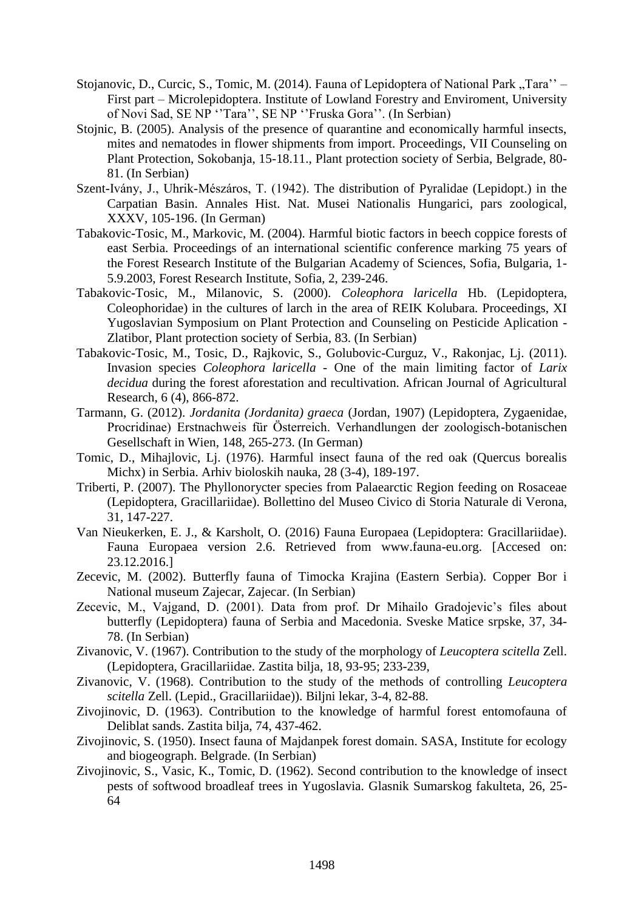Stojanovic, D., Curcic, S., Tomic, M. (2014). Fauna of Lepidoptera of National Park „Tara'' – First part – Microlepidoptera. Institute of Lowland Forestry and Enviroment, University of Novi Sad, SE NP ''Tara'', SE NP ''Fruska Gora''. (In Serbian)

Stojnic, B. (2005). Analysis of the presence of quarantine and economically harmful insects, mites and nematodes in flower shipments from import. Proceedings, VII Counseling on Plant Protection, Sokobanja, 15-18.11., Plant protection society of Serbia, Belgrade, 80-81. (In Serbian)

Szent-Ivány, J., Uhrik-Mészáros, T. (1942). The distribution of Pyralidae (Lepidopt.) in the Carpatian Basin. Annales Hist. Nat. Musei Nationalis Hungarici, pars zoological, XXXV, 105-196. (In German)

Tabakovic-Tosic, M., Markovic, M. (2004). Harmful biotic factors in beech coppice forests of east Serbia. Proceedings of an international scientific conference marking 75 years of the Forest Research Institute of the Bulgarian Academy of Sciences, Sofia, Bulgaria, 1-5.9.2003, Forest Research Institute, Sofia, 2, 239-246.

Tabakovic-Tosic, M., Milanovic, S. (2000). *Coleophora laricella* Hb. (Lepidoptera, Coleophoridae) in the cultures of larch in the area of REIK Kolubara. Proceedings, XI Yugoslavian Symposium on Plant Protection and Counseling on Pesticide Aplication - Zlatibor, Plant protection society of Serbia, 83. (In Serbian)

Tabakovic-Tosic, M., Tosic, D., Rajkovic, S., Golubovic-Curguz, V., Rakonjac, Lj. (2011). Invasion species *Coleophora laricella* - One of the main limiting factor of *Larix decidua* during the forest aforestation and recultivation. African Journal of Agricultural Research, 6 (4), 866-872.

Tarmann, G. (2012). *Jordanita (Jordanita) graeca* (Jordan, 1907) (Lepidoptera, Zygaenidae, Procridinae) Erstnachweis für Österreich. Verhandlungen der zoologisch-botanischen Gesellschaft in Wien, 148, 265-273. (In German)

Tomic, D., Mihajlovic, Lj. (1976). Harmful insect fauna of the red oak (Quercus borealis Michx) in Serbia. Arhiv bioloskih nauka, 28 (3-4), 189-197.

Triberti, P. (2007). The Phyllonorycter species from Palaearctic Region feeding on Rosaceae (Lepidoptera, Gracillariidae). Bollettino del Museo Civico di Storia Naturale di Verona, 31, 147-227.

Van Nieukerken, E. J., & Karsholt, O. (2016) Fauna Europaea (Lepidoptera: Gracillariidae). Fauna Europaea version 2.6. Retrieved from www.fauna-eu.org. [Accesed on: 23.12.2016.]

Zecevic, M. (2002). Butterfly fauna of Timocka Krajina (Eastern Serbia). Copper Bor i National museum Zajecar, Zajecar. (In Serbian)

Zecevic, M., Vajgand, D. (2001). Data from prof. Dr Mihailo Gradojevic's files about butterfly (Lepidoptera) fauna of Serbia and Macedonia. Sveske Matice srpske, 37, 34-78. (In Serbian)

Zivanovic, V. (1967). Contribution to the study of the morphology of *Leucoptera scitella* Zell. (Lepidoptera, Gracillariidae. Zastita bilja, 18, 93-95; 233-239,

Zivanovic, V. (1968). Contribution to the study of the methods of controlling *Leucoptera scitella* Zell. (Lepid., Gracillariidae)). Biljni lekar, 3-4, 82-88.

Zivojinovic, D. (1963). Contribution to the knowledge of harmful forest entomofauna of Deliblat sands. Zastita bilja, 74, 437-462.

Zivojinovic, S. (1950). Insect fauna of Majdanpek forest domain. SASA, Institute for ecology and biogeograph. Belgrade. (In Serbian)

Zivojinovic, S., Vasic, K., Tomic, D. (1962). Second contribution to the knowledge of insect pests of softwood broadleaf trees in Yugoslavia. Glasnik Sumarskog fakulteta, 26, 25-64